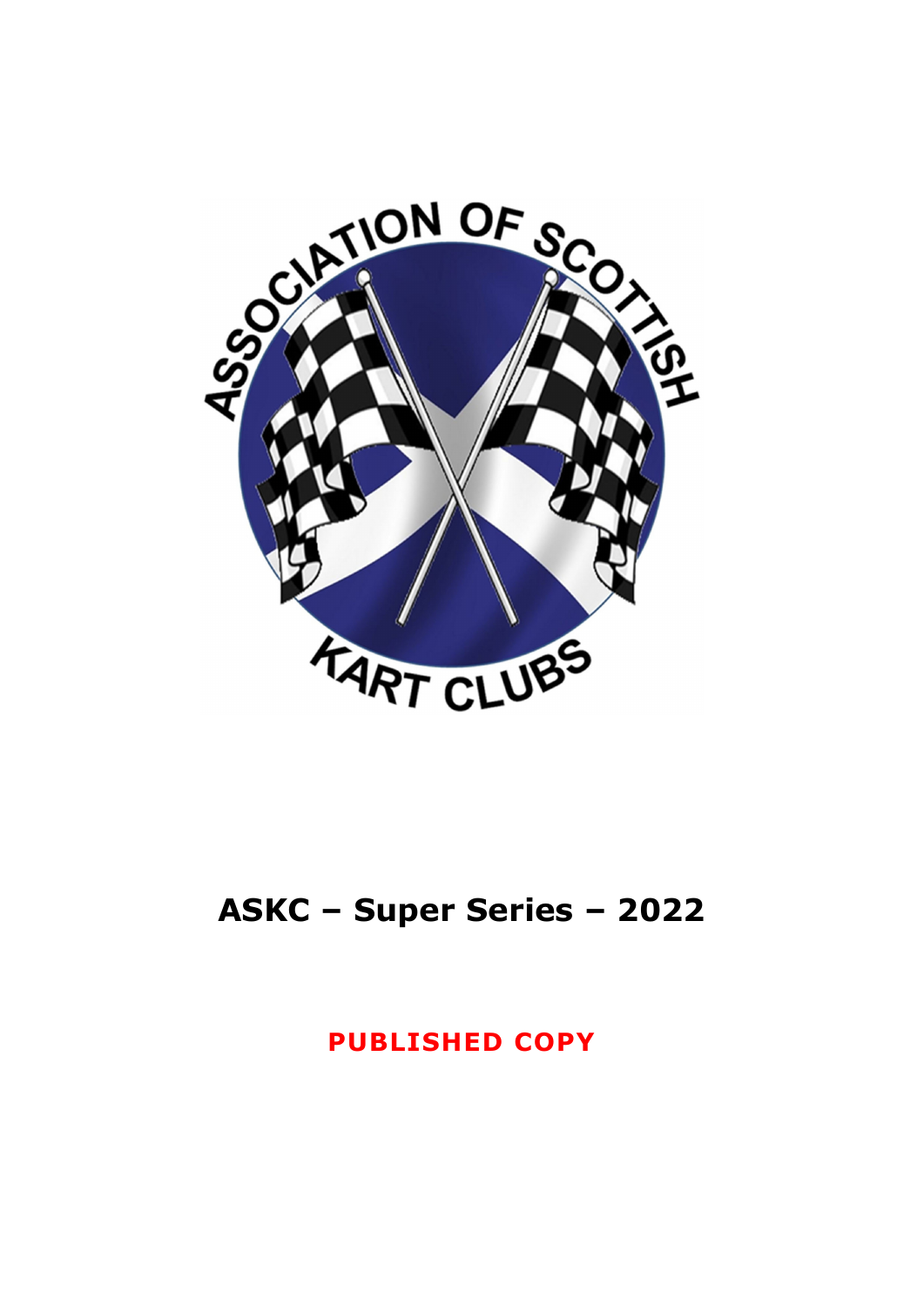# ASKC – Super Series – 2022

**PUBLISHED COPY**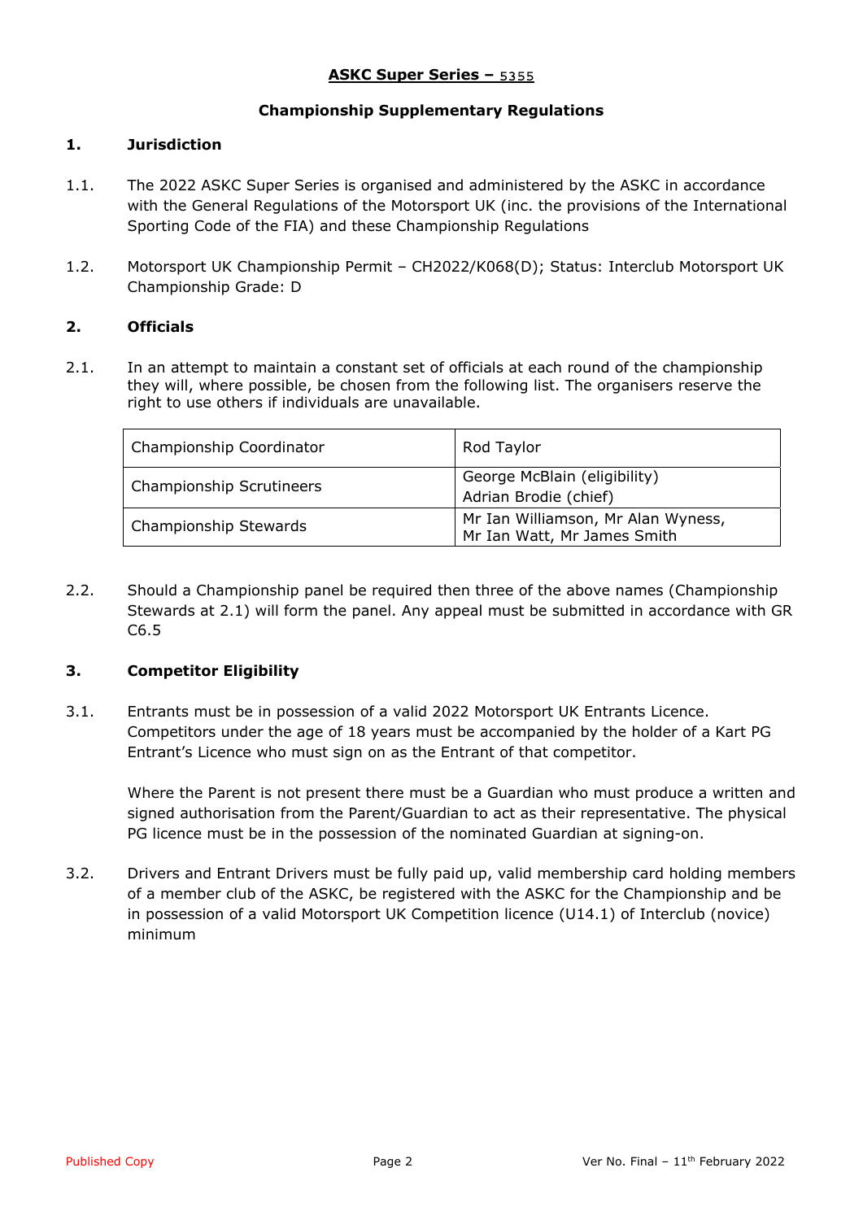**ASKC Super Series – 5355**

**Championship Supplementary Regulations**

## 1. Jurisdiction

1.1. The 2022 ASKC Super Series is organised and administered by the ASKC in accordance with the General Regulations of the Motorsport UK (inc. the provisions of the International Sporting Code of the FIA) and these Championship Regulations

1.2. Motorsport UK Championship Permit – CH2022/K068(D); Status: Interclub Motorsport UK Championship Grade: D

## 2. Officials

2.1. In an attempt to maintain a constant set of officials at each round of the championship they will, where possible, be chosen from the following list. The organisers reserve the right to use others if individuals are unavailable.

| | |
|---|---|
| Championship Coordinator | Rod Taylor |
| Championship Scrutineers | George McBlain (eligibility)<br>Adrian Brodie (chief) |
| Championship Stewards | Mr Ian Williamson, Mr Alan Wyness,<br>Mr Ian Watt, Mr James Smith |

2.2. Should a Championship panel be required then three of the above names (Championship Stewards at 2.1) will form the panel. Any appeal must be submitted in accordance with GR C6.5

## 3. Competitor Eligibility

3.1. Entrants must be in possession of a valid 2022 Motorsport UK Entrants Licence. Competitors under the age of 18 years must be accompanied by the holder of a Kart PG Entrant's Licence who must sign on as the Entrant of that competitor.

Where the Parent is not present there must be a Guardian who must produce a written and signed authorisation from the Parent/Guardian to act as their representative. The physical PG licence must be in the possession of the nominated Guardian at signing-on.

3.2. Drivers and Entrant Drivers must be fully paid up, valid membership card holding members of a member club of the ASKC, be registered with the ASKC for the Championship and be in possession of a valid Motorsport UK Competition licence (U14.1) of Interclub (novice) minimum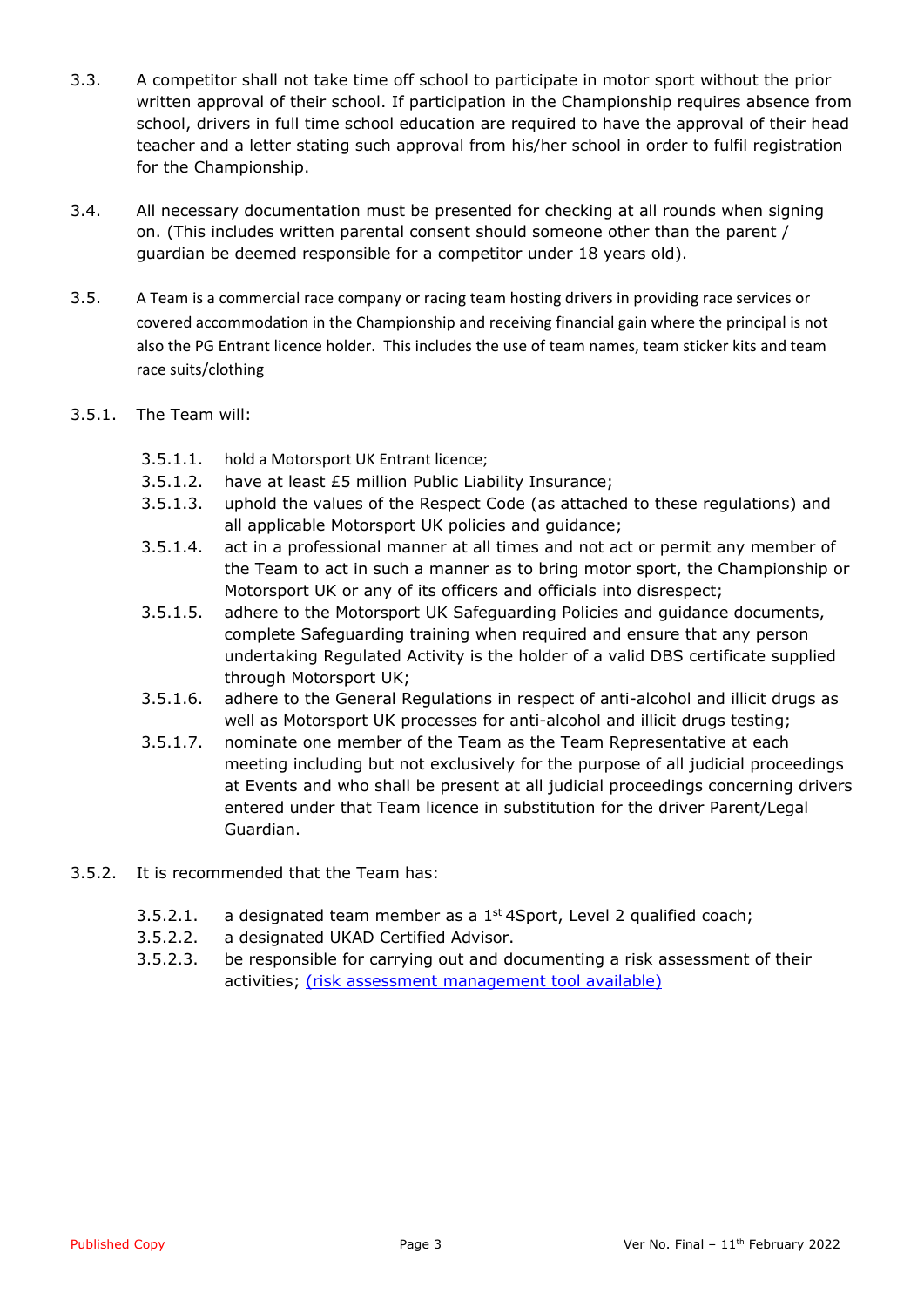3.3. A competitor shall not take time off school to participate in motor sport without the prior written approval of their school. If participation in the Championship requires absence from school, drivers in full time school education are required to have the approval of their head teacher and a letter stating such approval from his/her school in order to fulfil registration for the Championship.

3.4. All necessary documentation must be presented for checking at all rounds when signing on. (This includes written parental consent should someone other than the parent / guardian be deemed responsible for a competitor under 18 years old).

3.5. A Team is a commercial race company or racing team hosting drivers in providing race services or covered accommodation in the Championship and receiving financial gain where the principal is not also the PG Entrant licence holder. This includes the use of team names, team sticker kits and team race suits/clothing

3.5.1. The Team will:

- 3.5.1.1. hold a Motorsport UK Entrant licence;
- 3.5.1.2. have at least £5 million Public Liability Insurance;
- 3.5.1.3. uphold the values of the Respect Code (as attached to these regulations) and all applicable Motorsport UK policies and guidance;
- 3.5.1.4. act in a professional manner at all times and not act or permit any member of the Team to act in such a manner as to bring motor sport, the Championship or Motorsport UK or any of its officers and officials into disrespect;
- 3.5.1.5. adhere to the Motorsport UK Safeguarding Policies and guidance documents, complete Safeguarding training when required and ensure that any person undertaking Regulated Activity is the holder of a valid DBS certificate supplied through Motorsport UK;
- 3.5.1.6. adhere to the General Regulations in respect of anti-alcohol and illicit drugs as well as Motorsport UK processes for anti-alcohol and illicit drugs testing;
- 3.5.1.7. nominate one member of the Team as the Team Representative at each meeting including but not exclusively for the purpose of all judicial proceedings at Events and who shall be present at all judicial proceedings concerning drivers entered under that Team licence in substitution for the driver Parent/Legal Guardian.

3.5.2. It is recommended that the Team has:

- 3.5.2.1. a designated team member as a 1st 4Sport, Level 2 qualified coach;
- 3.5.2.2. a designated UKAD Certified Advisor.
- 3.5.2.3. be responsible for carrying out and documenting a risk assessment of their activities; (risk assessment management tool available)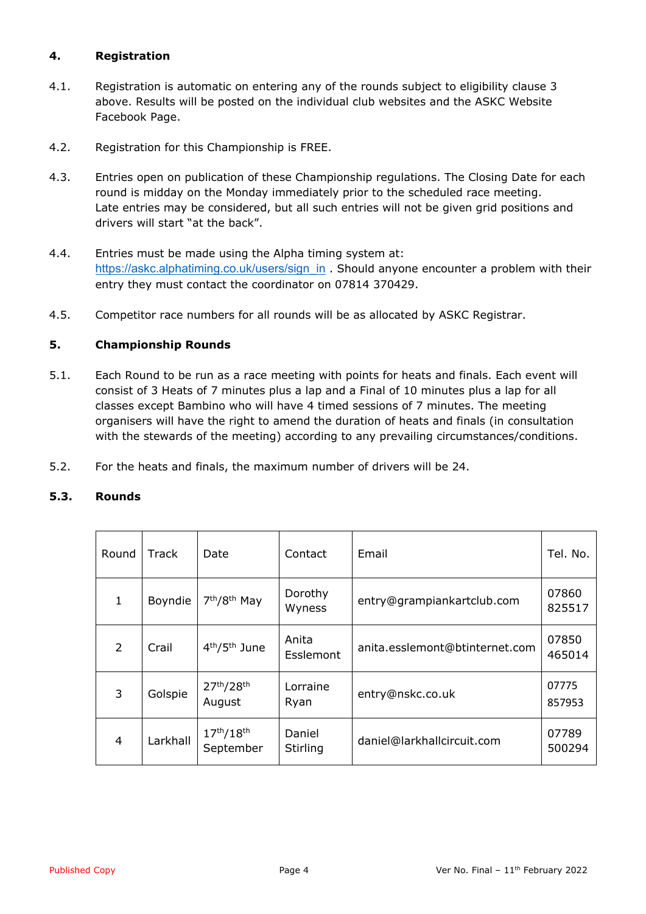## 4. Registration

4.1. Registration is automatic on entering any of the rounds subject to eligibility clause 3 above. Results will be posted on the individual club websites and the ASKC Website Facebook Page.

4.2. Registration for this Championship is FREE.

4.3. Entries open on publication of these Championship regulations. The Closing Date for each round is midday on the Monday immediately prior to the scheduled race meeting. Late entries may be considered, but all such entries will not be given grid positions and drivers will start "at the back".

4.4. Entries must be made using the Alpha timing system at: https://askc.alphatiming.co.uk/users/sign_in . Should anyone encounter a problem with their entry they must contact the coordinator on 07814 370429.

4.5. Competitor race numbers for all rounds will be as allocated by ASKC Registrar.

## 5. Championship Rounds

5.1. Each Round to be run as a race meeting with points for heats and finals. Each event will consist of 3 Heats of 7 minutes plus a lap and a Final of 10 minutes plus a lap for all classes except Bambino who will have 4 timed sessions of 7 minutes. The meeting organisers will have the right to amend the duration of heats and finals (in consultation with the stewards of the meeting) according to any prevailing circumstances/conditions.

5.2. For the heats and finals, the maximum number of drivers will be 24.

### 5.3. Rounds

| Round | Track | Date | Contact | Email | Tel. No. |
|---|---|---|---|---|---|
| 1 | Boyndie | 7th/8th May | Dorothy Wyness | entry@grampiankartclub.com | 07860 825517 |
| 2 | Crail | 4th/5th June | Anita Esslemont | anita.esslemont@btinternet.com | 07850 465014 |
| 3 | Golspie | 27th/28th August | Lorraine Ryan | entry@nskc.co.uk | 07775 857953 |
| 4 | Larkhall | 17th/18th September | Daniel Stirling | daniel@larkhallcircuit.com | 07789 500294 |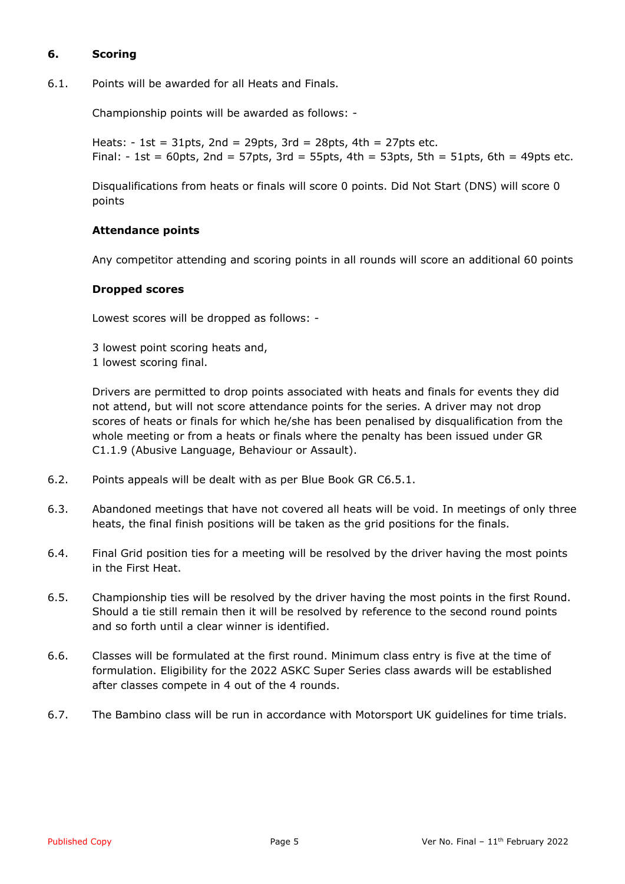## 6. Scoring

6.1. Points will be awarded for all Heats and Finals.

Championship points will be awarded as follows: -

Heats: - 1st = 31pts, 2nd = 29pts, 3rd = 28pts, 4th = 27pts etc.
Final: - 1st = 60pts, 2nd = 57pts, 3rd = 55pts, 4th = 53pts, 5th = 51pts, 6th = 49pts etc.

Disqualifications from heats or finals will score 0 points. Did Not Start (DNS) will score 0 points

**Attendance points**

Any competitor attending and scoring points in all rounds will score an additional 60 points

**Dropped scores**

Lowest scores will be dropped as follows: -

3 lowest point scoring heats and,
1 lowest scoring final.

Drivers are permitted to drop points associated with heats and finals for events they did not attend, but will not score attendance points for the series. A driver may not drop scores of heats or finals for which he/she has been penalised by disqualification from the whole meeting or from a heats or finals where the penalty has been issued under GR C1.1.9 (Abusive Language, Behaviour or Assault).

6.2. Points appeals will be dealt with as per Blue Book GR C6.5.1.

6.3. Abandoned meetings that have not covered all heats will be void. In meetings of only three heats, the final finish positions will be taken as the grid positions for the finals.

6.4. Final Grid position ties for a meeting will be resolved by the driver having the most points in the First Heat.

6.5. Championship ties will be resolved by the driver having the most points in the first Round. Should a tie still remain then it will be resolved by reference to the second round points and so forth until a clear winner is identified.

6.6. Classes will be formulated at the first round. Minimum class entry is five at the time of formulation. Eligibility for the 2022 ASKC Super Series class awards will be established after classes compete in 4 out of the 4 rounds.

6.7. The Bambino class will be run in accordance with Motorsport UK guidelines for time trials.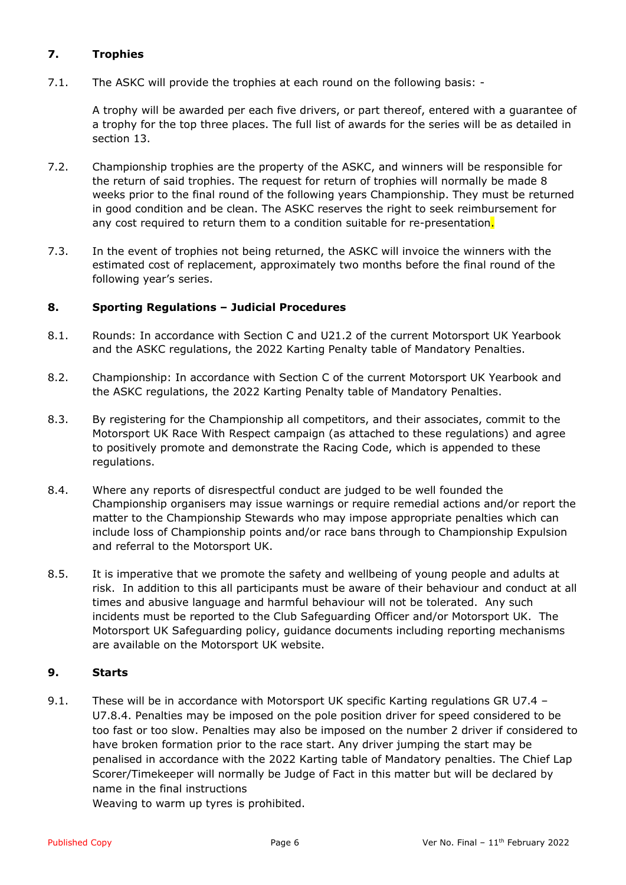## 7. Trophies

7.1. The ASKC will provide the trophies at each round on the following basis: -

A trophy will be awarded per each five drivers, or part thereof, entered with a guarantee of a trophy for the top three places. The full list of awards for the series will be as detailed in section 13.

7.2. Championship trophies are the property of the ASKC, and winners will be responsible for the return of said trophies. The request for return of trophies will normally be made 8 weeks prior to the final round of the following years Championship. They must be returned in good condition and be clean. The ASKC reserves the right to seek reimbursement for any cost required to return them to a condition suitable for re-presentation.

7.3. In the event of trophies not being returned, the ASKC will invoice the winners with the estimated cost of replacement, approximately two months before the final round of the following year's series.

## 8. Sporting Regulations – Judicial Procedures

8.1. Rounds: In accordance with Section C and U21.2 of the current Motorsport UK Yearbook and the ASKC regulations, the 2022 Karting Penalty table of Mandatory Penalties.

8.2. Championship: In accordance with Section C of the current Motorsport UK Yearbook and the ASKC regulations, the 2022 Karting Penalty table of Mandatory Penalties.

8.3. By registering for the Championship all competitors, and their associates, commit to the Motorsport UK Race With Respect campaign (as attached to these regulations) and agree to positively promote and demonstrate the Racing Code, which is appended to these regulations.

8.4. Where any reports of disrespectful conduct are judged to be well founded the Championship organisers may issue warnings or require remedial actions and/or report the matter to the Championship Stewards who may impose appropriate penalties which can include loss of Championship points and/or race bans through to Championship Expulsion and referral to the Motorsport UK.

8.5. It is imperative that we promote the safety and wellbeing of young people and adults at risk. In addition to this all participants must be aware of their behaviour and conduct at all times and abusive language and harmful behaviour will not be tolerated. Any such incidents must be reported to the Club Safeguarding Officer and/or Motorsport UK. The Motorsport UK Safeguarding policy, guidance documents including reporting mechanisms are available on the Motorsport UK website.

## 9. Starts

9.1. These will be in accordance with Motorsport UK specific Karting regulations GR U7.4 – U7.8.4. Penalties may be imposed on the pole position driver for speed considered to be too fast or too slow. Penalties may also be imposed on the number 2 driver if considered to have broken formation prior to the race start. Any driver jumping the start may be penalised in accordance with the 2022 Karting table of Mandatory penalties. The Chief Lap Scorer/Timekeeper will normally be Judge of Fact in this matter but will be declared by name in the final instructions

Weaving to warm up tyres is prohibited.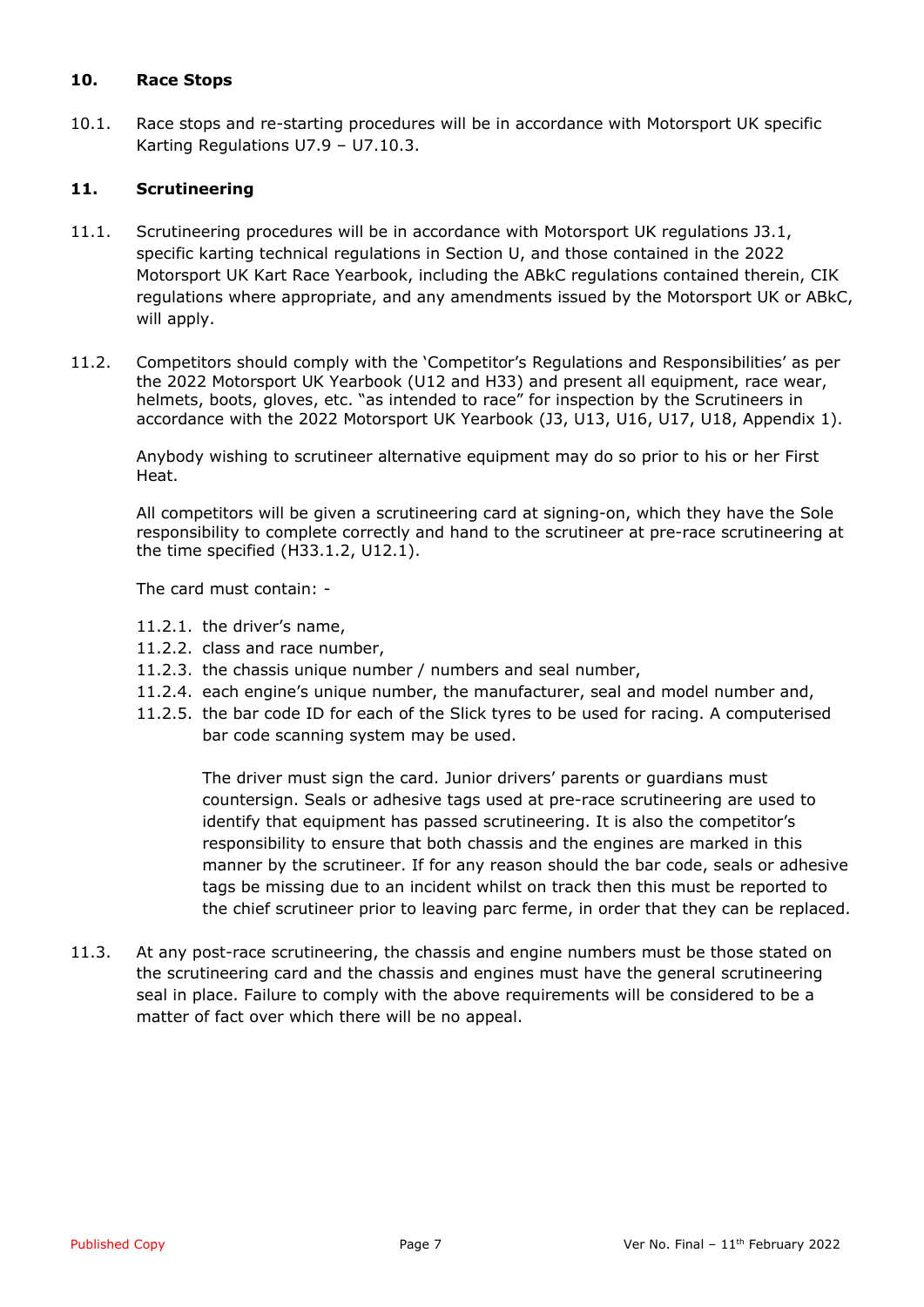## 10. Race Stops

10.1. Race stops and re-starting procedures will be in accordance with Motorsport UK specific Karting Regulations U7.9 – U7.10.3.

## 11. Scrutineering

11.1. Scrutineering procedures will be in accordance with Motorsport UK regulations J3.1, specific karting technical regulations in Section U, and those contained in the 2022 Motorsport UK Kart Race Yearbook, including the ABkC regulations contained therein, CIK regulations where appropriate, and any amendments issued by the Motorsport UK or ABkC, will apply.

11.2. Competitors should comply with the 'Competitor's Regulations and Responsibilities' as per the 2022 Motorsport UK Yearbook (U12 and H33) and present all equipment, race wear, helmets, boots, gloves, etc. "as intended to race" for inspection by the Scrutineers in accordance with the 2022 Motorsport UK Yearbook (J3, U13, U16, U17, U18, Appendix 1).

Anybody wishing to scrutineer alternative equipment may do so prior to his or her First Heat.

All competitors will be given a scrutineering card at signing-on, which they have the Sole responsibility to complete correctly and hand to the scrutineer at pre-race scrutineering at the time specified (H33.1.2, U12.1).

The card must contain: -

11.2.1. the driver's name,
11.2.2. class and race number,
11.2.3. the chassis unique number / numbers and seal number,
11.2.4. each engine's unique number, the manufacturer, seal and model number and,
11.2.5. the bar code ID for each of the Slick tyres to be used for racing. A computerised bar code scanning system may be used.

The driver must sign the card. Junior drivers' parents or guardians must countersign. Seals or adhesive tags used at pre-race scrutineering are used to identify that equipment has passed scrutineering. It is also the competitor's responsibility to ensure that both chassis and the engines are marked in this manner by the scrutineer. If for any reason should the bar code, seals or adhesive tags be missing due to an incident whilst on track then this must be reported to the chief scrutineer prior to leaving parc ferme, in order that they can be replaced.

11.3. At any post-race scrutineering, the chassis and engine numbers must be those stated on the scrutineering card and the chassis and engines must have the general scrutineering seal in place. Failure to comply with the above requirements will be considered to be a matter of fact over which there will be no appeal.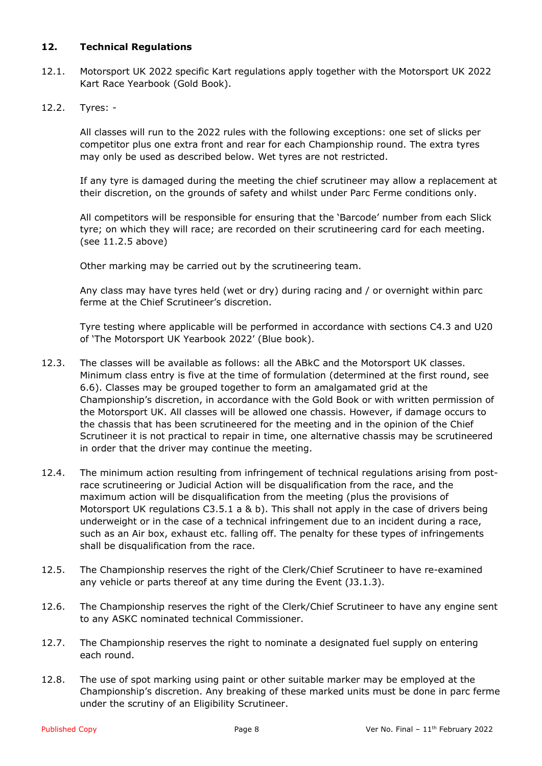## 12. Technical Regulations

12.1. Motorsport UK 2022 specific Kart regulations apply together with the Motorsport UK 2022 Kart Race Yearbook (Gold Book).

12.2. Tyres: -

All classes will run to the 2022 rules with the following exceptions: one set of slicks per competitor plus one extra front and rear for each Championship round. The extra tyres may only be used as described below. Wet tyres are not restricted.

If any tyre is damaged during the meeting the chief scrutineer may allow a replacement at their discretion, on the grounds of safety and whilst under Parc Ferme conditions only.

All competitors will be responsible for ensuring that the 'Barcode' number from each Slick tyre; on which they will race; are recorded on their scrutineering card for each meeting. (see 11.2.5 above)

Other marking may be carried out by the scrutineering team.

Any class may have tyres held (wet or dry) during racing and / or overnight within parc ferme at the Chief Scrutineer's discretion.

Tyre testing where applicable will be performed in accordance with sections C4.3 and U20 of 'The Motorsport UK Yearbook 2022' (Blue book).

12.3. The classes will be available as follows: all the ABkC and the Motorsport UK classes. Minimum class entry is five at the time of formulation (determined at the first round, see 6.6). Classes may be grouped together to form an amalgamated grid at the Championship's discretion, in accordance with the Gold Book or with written permission of the Motorsport UK. All classes will be allowed one chassis. However, if damage occurs to the chassis that has been scrutineered for the meeting and in the opinion of the Chief Scrutineer it is not practical to repair in time, one alternative chassis may be scrutineered in order that the driver may continue the meeting.

12.4. The minimum action resulting from infringement of technical regulations arising from post-race scrutineering or Judicial Action will be disqualification from the race, and the maximum action will be disqualification from the meeting (plus the provisions of Motorsport UK regulations C3.5.1 a & b). This shall not apply in the case of drivers being underweight or in the case of a technical infringement due to an incident during a race, such as an Air box, exhaust etc. falling off. The penalty for these types of infringements shall be disqualification from the race.

12.5. The Championship reserves the right of the Clerk/Chief Scrutineer to have re-examined any vehicle or parts thereof at any time during the Event (J3.1.3).

12.6. The Championship reserves the right of the Clerk/Chief Scrutineer to have any engine sent to any ASKC nominated technical Commissioner.

12.7. The Championship reserves the right to nominate a designated fuel supply on entering each round.

12.8. The use of spot marking using paint or other suitable marker may be employed at the Championship's discretion. Any breaking of these marked units must be done in parc ferme under the scrutiny of an Eligibility Scrutineer.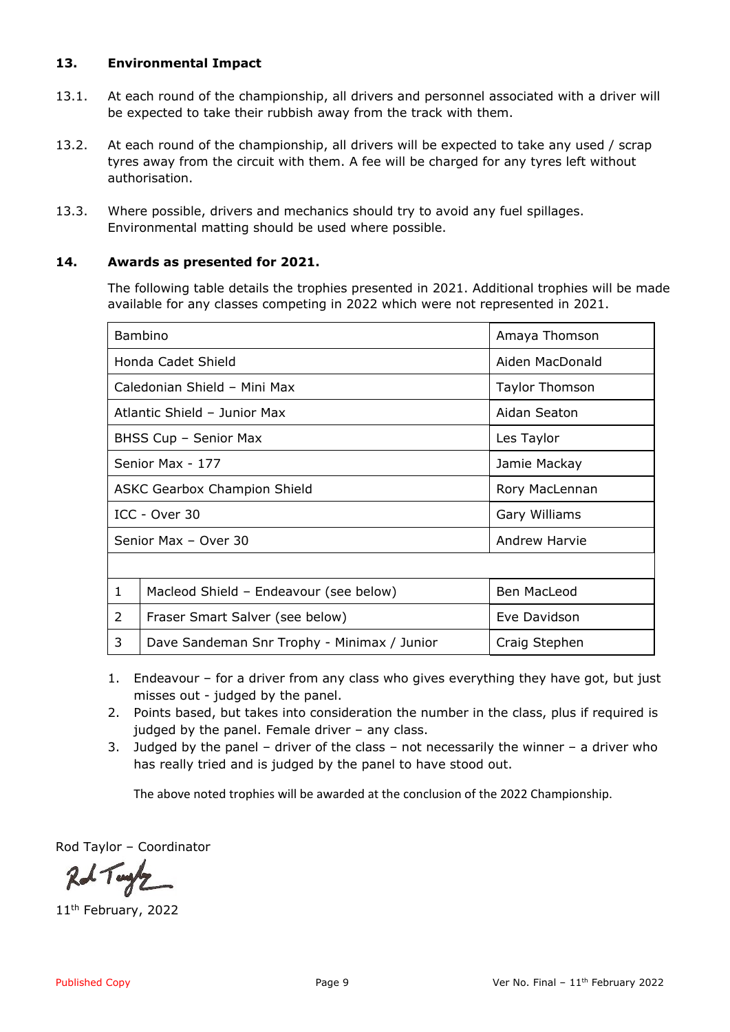## 13. Environmental Impact

13.1. At each round of the championship, all drivers and personnel associated with a driver will be expected to take their rubbish away from the track with them.

13.2. At each round of the championship, all drivers will be expected to take any used / scrap tyres away from the circuit with them. A fee will be charged for any tyres left without authorisation.

13.3. Where possible, drivers and mechanics should try to avoid any fuel spillages. Environmental matting should be used where possible.

## 14. Awards as presented for 2021.

The following table details the trophies presented in 2021. Additional trophies will be made available for any classes competing in 2022 which were not represented in 2021.

| | | |
|---|---|---|
| Bambino | | Amaya Thomson |
| Honda Cadet Shield | | Aiden MacDonald |
| Caledonian Shield – Mini Max | | Taylor Thomson |
| Atlantic Shield – Junior Max | | Aidan Seaton |
| BHSS Cup – Senior Max | | Les Taylor |
| Senior Max - 177 | | Jamie Mackay |
| ASKC Gearbox Champion Shield | | Rory MacLennan |
| ICC - Over 30 | | Gary Williams |
| Senior Max – Over 30 | | Andrew Harvie |
| | | |
| 1 | Macleod Shield – Endeavour (see below) | Ben MacLeod |
| 2 | Fraser Smart Salver (see below) | Eve Davidson |
| 3 | Dave Sandeman Snr Trophy - Minimax / Junior | Craig Stephen |

1. Endeavour – for a driver from any class who gives everything they have got, but just misses out - judged by the panel.
2. Points based, but takes into consideration the number in the class, plus if required is judged by the panel. Female driver – any class.
3. Judged by the panel – driver of the class – not necessarily the winner – a driver who has really tried and is judged by the panel to have stood out.

The above noted trophies will be awarded at the conclusion of the 2022 Championship.

Rod Taylor – Coordinator

Rod Taylor

11th February, 2022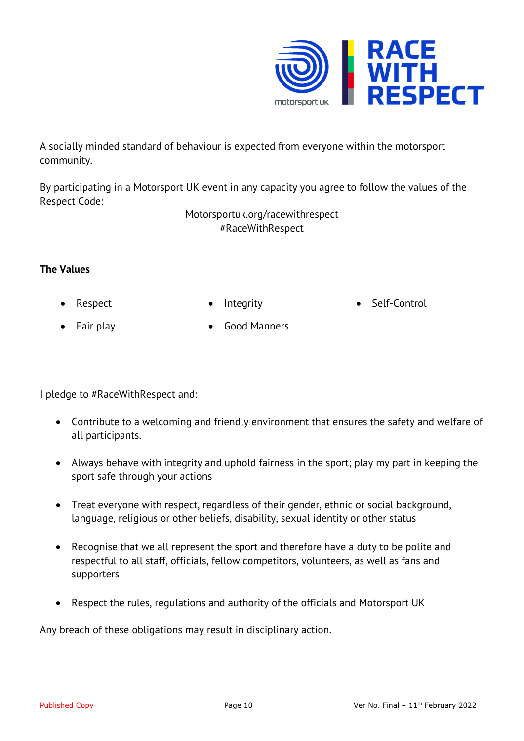A socially minded standard of behaviour is expected from everyone within the motorsport community.

By participating in a Motorsport UK event in any capacity you agree to follow the values of the Respect Code:

Motorsportuk.org/racewithrespect
#RaceWithRespect

**The Values**

- Respect
- Fair play
- Integrity
- Good Manners
- Self-Control

I pledge to #RaceWithRespect and:

- Contribute to a welcoming and friendly environment that ensures the safety and welfare of all participants.
- Always behave with integrity and uphold fairness in the sport; play my part in keeping the sport safe through your actions
- Treat everyone with respect, regardless of their gender, ethnic or social background, language, religious or other beliefs, disability, sexual identity or other status
- Recognise that we all represent the sport and therefore have a duty to be polite and respectful to all staff, officials, fellow competitors, volunteers, as well as fans and supporters
- Respect the rules, regulations and authority of the officials and Motorsport UK

Any breach of these obligations may result in disciplinary action.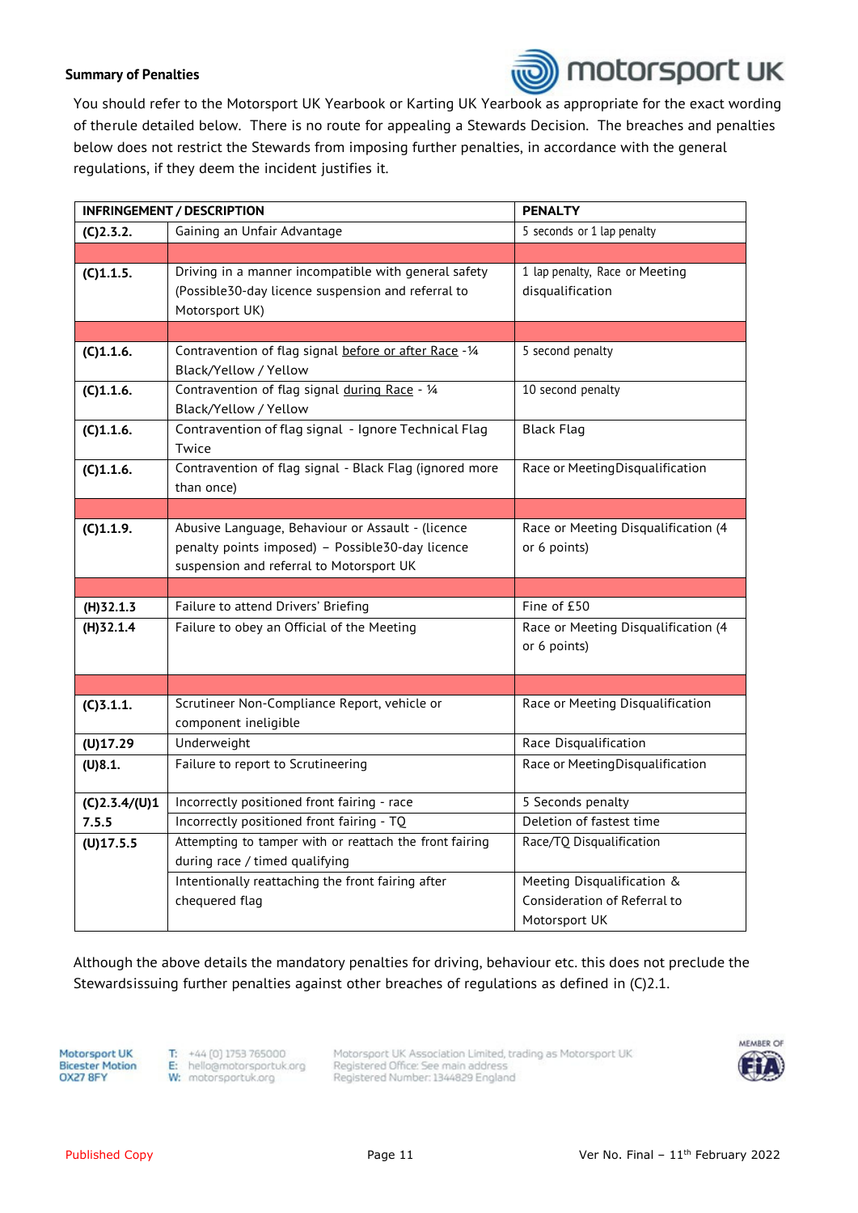**Summary of Penalties**

You should refer to the Motorsport UK Yearbook or Karting UK Yearbook as appropriate for the exact wording of therule detailed below. There is no route for appealing a Stewards Decision. The breaches and penalties below does not restrict the Stewards from imposing further penalties, in accordance with the general regulations, if they deem the incident justifies it.

| INFRINGEMENT / DESCRIPTION | | PENALTY |
|---|---|---|
| (C)2.3.2. | Gaining an Unfair Advantage | 5 seconds or 1 lap penalty |
| | | |
| (C)1.1.5. | Driving in a manner incompatible with general safety (Possible30-day licence suspension and referral to Motorsport UK) | 1 lap penalty, Race or Meeting disqualification |
| | | |
| (C)1.1.6. | Contravention of flag signal before or after Race -¼ Black/Yellow / Yellow | 5 second penalty |
| (C)1.1.6. | Contravention of flag signal during Race - ¼ Black/Yellow / Yellow | 10 second penalty |
| (C)1.1.6. | Contravention of flag signal - Ignore Technical Flag Twice | Black Flag |
| (C)1.1.6. | Contravention of flag signal - Black Flag (ignored more than once) | Race or MeetingDisqualification |
| | | |
| (C)1.1.9. | Abusive Language, Behaviour or Assault - (licence penalty points imposed) – Possible30-day licence suspension and referral to Motorsport UK | Race or Meeting Disqualification (4 or 6 points) |
| | | |
| (H)32.1.3 | Failure to attend Drivers' Briefing | Fine of £50 |
| (H)32.1.4 | Failure to obey an Official of the Meeting | Race or Meeting Disqualification (4 or 6 points) |
| | | |
| (C)3.1.1. | Scrutineer Non-Compliance Report, vehicle or component ineligible | Race or Meeting Disqualification |
| (U)17.29 | Underweight | Race Disqualification |
| (U)8.1. | Failure to report to Scrutineering | Race or MeetingDisqualification |
| (C)2.3.4/(U)17.5.5 | Incorrectly positioned front fairing - race | 5 Seconds penalty |
| | Incorrectly positioned front fairing - TQ | Deletion of fastest time |
| (U)17.5.5 | Attempting to tamper with or reattach the front fairing during race / timed qualifying | Race/TQ Disqualification |
| | Intentionally reattaching the front fairing after chequered flag | Meeting Disqualification & Consideration of Referral to Motorsport UK |

Although the above details the mandatory penalties for driving, behaviour etc. this does not preclude the Stewardsissuing further penalties against other breaches of regulations as defined in (C)2.1.

Motorsport UK
Bicester Motion
OX27 8FY

T: +44 (0) 1753 765000
E: hello@motorsportuk.org
W: motorsportuk.org

Motorsport UK Association Limited, trading as Motorsport UK
Registered Office: See main address
Registered Number: 1344829 England

Published Copy

Ver No. Final – 11th February 2022